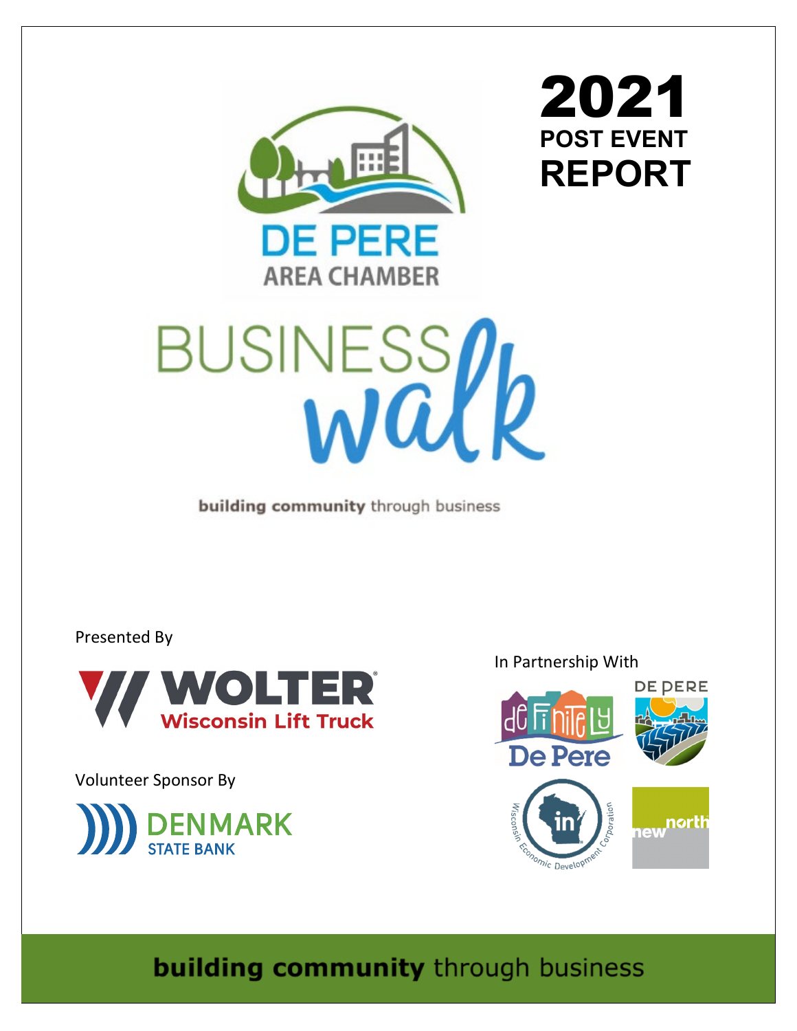# 2021 POST EVENT REPORT

DE PERE AREA CHAMBER

BUSINESS walk

building community through business

Presented By

WOLTER Wisconsin Lift Truck

Volunteer Sponsor By

DENMARK STATE BANK

In Partnership With

deFinitely De Pere

DE PERE

Wisconsin Economic Development Corporation

new north

building community through business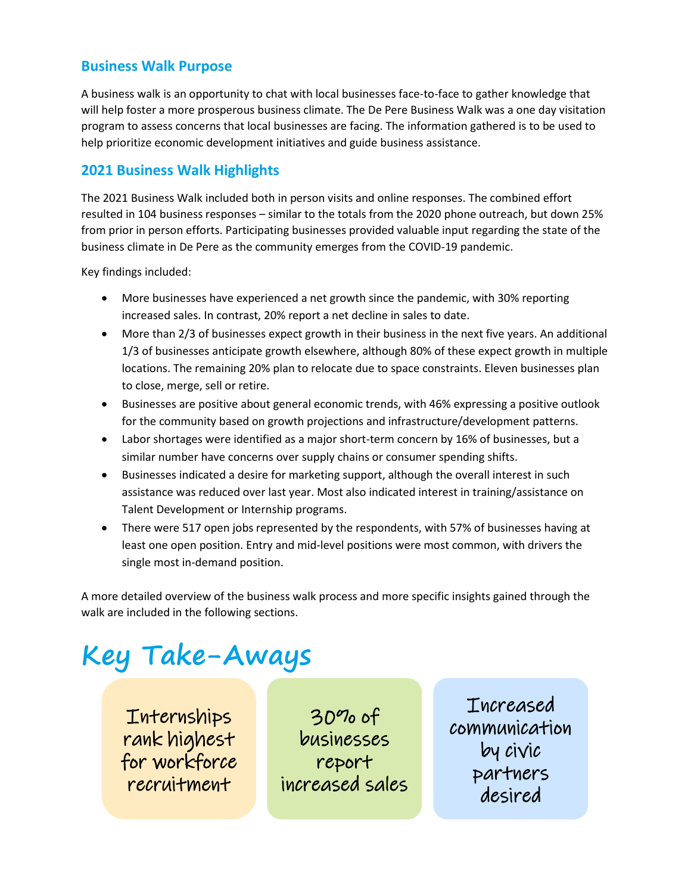## Business Walk Purpose

A business walk is an opportunity to chat with local businesses face-to-face to gather knowledge that will help foster a more prosperous business climate. The De Pere Business Walk was a one day visitation program to assess concerns that local businesses are facing. The information gathered is to be used to help prioritize economic development initiatives and guide business assistance.

## 2021 Business Walk Highlights

The 2021 Business Walk included both in person visits and online responses. The combined effort resulted in 104 business responses – similar to the totals from the 2020 phone outreach, but down 25% from prior in person efforts. Participating businesses provided valuable input regarding the state of the business climate in De Pere as the community emerges from the COVID-19 pandemic.

Key findings included:

- More businesses have experienced a net growth since the pandemic, with 30% reporting increased sales. In contrast, 20% report a net decline in sales to date.
- More than 2/3 of businesses expect growth in their business in the next five years. An additional 1/3 of businesses anticipate growth elsewhere, although 80% of these expect growth in multiple locations. The remaining 20% plan to relocate due to space constraints. Eleven businesses plan to close, merge, sell or retire.
- Businesses are positive about general economic trends, with 46% expressing a positive outlook for the community based on growth projections and infrastructure/development patterns.
- Labor shortages were identified as a major short-term concern by 16% of businesses, but a similar number have concerns over supply chains or consumer spending shifts.
- Businesses indicated a desire for marketing support, although the overall interest in such assistance was reduced over last year. Most also indicated interest in training/assistance on Talent Development or Internship programs.
- There were 517 open jobs represented by the respondents, with 57% of businesses having at least one open position. Entry and mid-level positions were most common, with drivers the single most in-demand position.

A more detailed overview of the business walk process and more specific insights gained through the walk are included in the following sections.

# Key Take-Aways

Internships rank highest for workforce recruitment

30% of businesses report increased sales

Increased communication by civic partners desired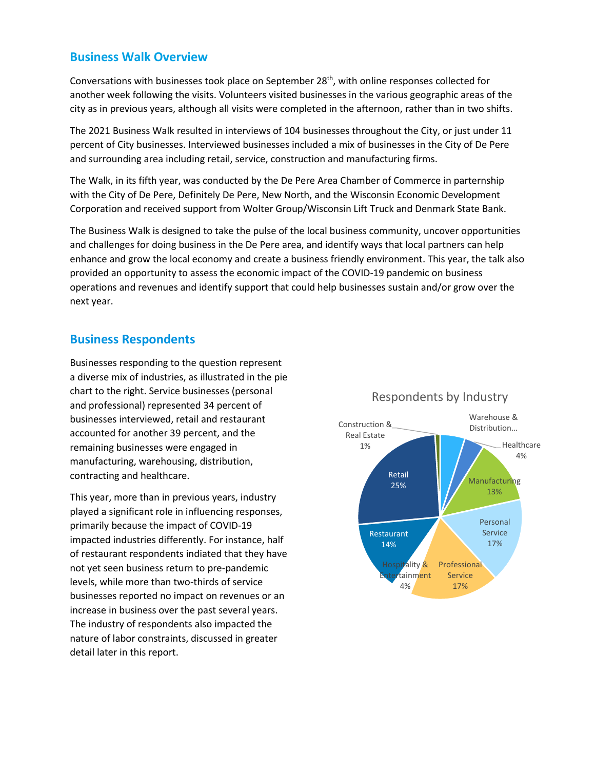## Business Walk Overview

Conversations with businesses took place on September 28th, with online responses collected for another week following the visits. Volunteers visited businesses in the various geographic areas of the city as in previous years, although all visits were completed in the afternoon, rather than in two shifts.

The 2021 Business Walk resulted in interviews of 104 businesses throughout the City, or just under 11 percent of City businesses. Interviewed businesses included a mix of businesses in the City of De Pere and surrounding area including retail, service, construction and manufacturing firms.

The Walk, in its fifth year, was conducted by the De Pere Area Chamber of Commerce in parternship with the City of De Pere, Definitely De Pere, New North, and the Wisconsin Economic Development Corporation and received support from Wolter Group/Wisconsin Lift Truck and Denmark State Bank.

The Business Walk is designed to take the pulse of the local business community, uncover opportunities and challenges for doing business in the De Pere area, and identify ways that local partners can help enhance and grow the local economy and create a business friendly environment. This year, the talk also provided an opportunity to assess the economic impact of the COVID-19 pandemic on business operations and revenues and identify support that could help businesses sustain and/or grow over the next year.

## Business Respondents

Businesses responding to the question represent a diverse mix of industries, as illustrated in the pie chart to the right. Service businesses (personal and professional) represented 34 percent of businesses interviewed, retail and restaurant accounted for another 39 percent, and the remaining businesses were engaged in manufacturing, warehousing, distribution, contracting and healthcare.

This year, more than in previous years, industry played a significant role in influencing responses, primarily because the impact of COVID-19 impacted industries differently. For instance, half of restaurant respondents indiated that they have not yet seen business return to pre-pandemic levels, while more than two-thirds of service businesses reported no impact on revenues or an increase in business over the past several years. The industry of respondents also impacted the nature of labor constraints, discussed in greater detail later in this report.

**Respondents by Industry**

| Industry | Share |
|---|---|
| Construction & Real Estate | 1% |
| Warehouse & Distribution… | |
| Healthcare | 4% |
| Manufacturing | 13% |
| Personal Service | 17% |
| Professional Service | 17% |
| Hospitality & Entertainment | 4% |
| Restaurant | 14% |
| Retail | 25% |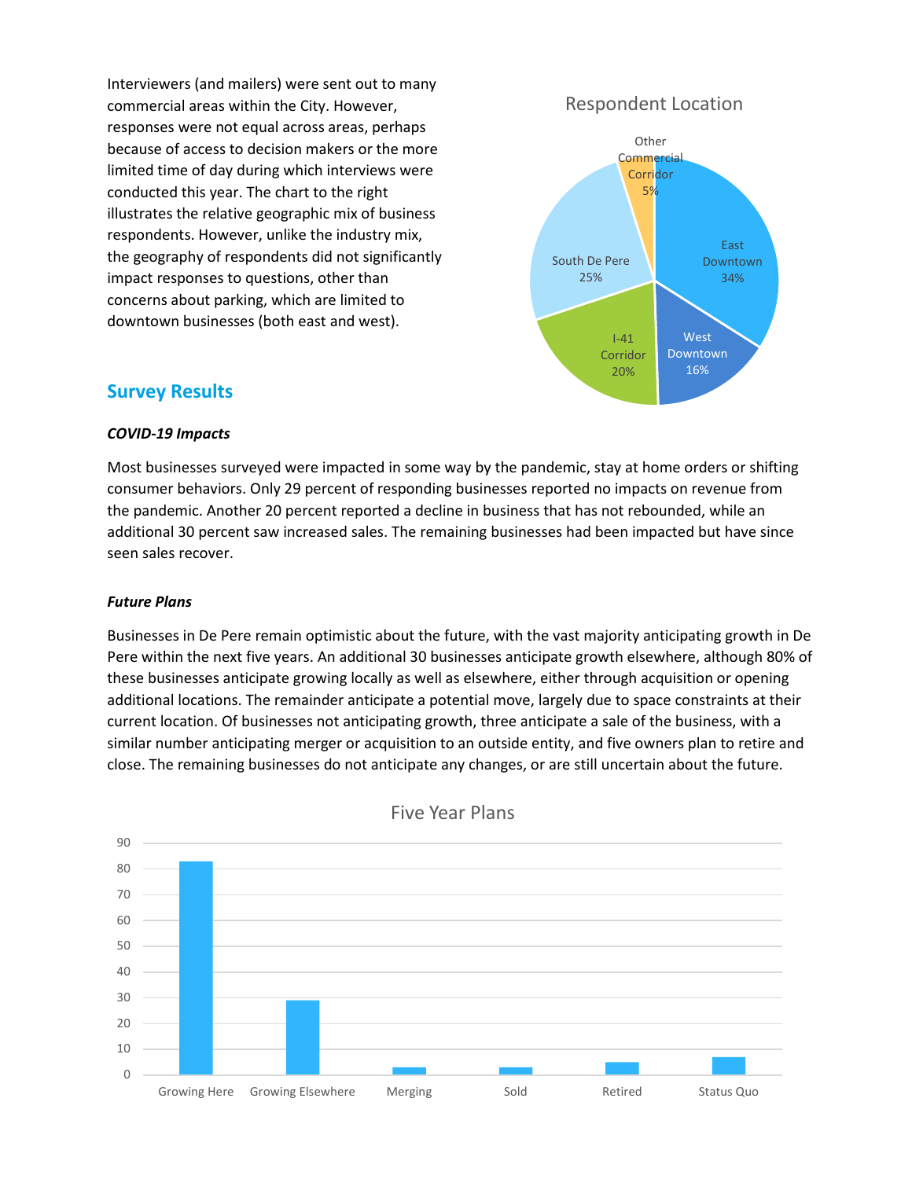Interviewers (and mailers) were sent out to many commercial areas within the City. However, responses were not equal across areas, perhaps because of access to decision makers or the more limited time of day during which interviews were conducted this year. The chart to the right illustrates the relative geographic mix of business respondents. However, unlike the industry mix, the geography of respondents did not significantly impact responses to questions, other than concerns about parking, which are limited to downtown businesses (both east and west).

**Respondent Location**

| Location | Share |
|---|---|
| East Downtown | 34% |
| West Downtown | 16% |
| I-41 Corridor | 20% |
| South De Pere | 25% |
| Other Commercial Corridor | 5% |

## Survey Results

***COVID-19 Impacts***

Most businesses surveyed were impacted in some way by the pandemic, stay at home orders or shifting consumer behaviors. Only 29 percent of responding businesses reported no impacts on revenue from the pandemic. Another 20 percent reported a decline in business that has not rebounded, while an additional 30 percent saw increased sales. The remaining businesses had been impacted but have since seen sales recover.

***Future Plans***

Businesses in De Pere remain optimistic about the future, with the vast majority anticipating growth in De Pere within the next five years. An additional 30 businesses anticipate growth elsewhere, although 80% of these businesses anticipate growing locally as well as elsewhere, either through acquisition or opening additional locations. The remainder anticipate a potential move, largely due to space constraints at their current location. Of businesses not anticipating growth, three anticipate a sale of the business, with a similar number anticipating merger or acquisition to an outside entity, and five owners plan to retire and close. The remaining businesses do not anticipate any changes, or are still uncertain about the future.

**Five Year Plans**

| Plan | Approximate Count |
|---|---|
| Growing Here | 83 |
| Growing Elsewhere | 29 |
| Merging | 3 |
| Sold | 3 |
| Retired | 5 |
| Status Quo | 7 |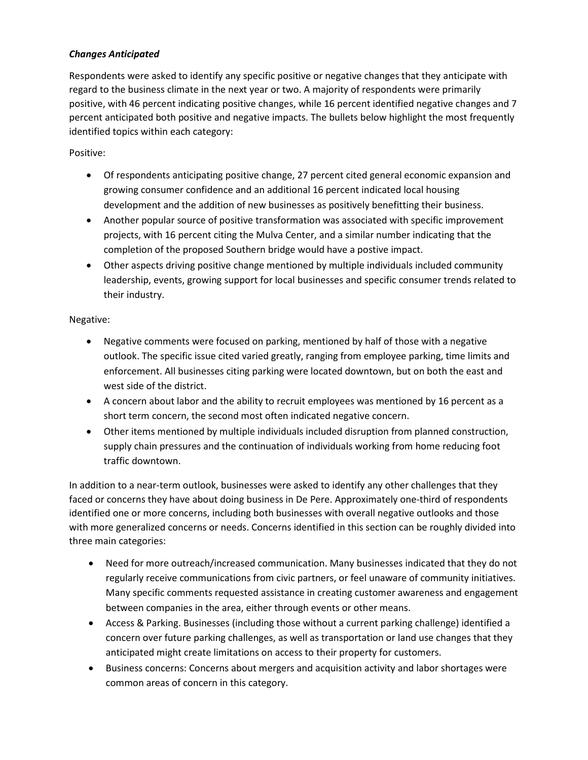***Changes Anticipated***

Respondents were asked to identify any specific positive or negative changes that they anticipate with regard to the business climate in the next year or two. A majority of respondents were primarily positive, with 46 percent indicating positive changes, while 16 percent identified negative changes and 7 percent anticipated both positive and negative impacts. The bullets below highlight the most frequently identified topics within each category:

Positive:

- Of respondents anticipating positive change, 27 percent cited general economic expansion and growing consumer confidence and an additional 16 percent indicated local housing development and the addition of new businesses as positively benefitting their business.
- Another popular source of positive transformation was associated with specific improvement projects, with 16 percent citing the Mulva Center, and a similar number indicating that the completion of the proposed Southern bridge would have a postive impact.
- Other aspects driving positive change mentioned by multiple individuals included community leadership, events, growing support for local businesses and specific consumer trends related to their industry.

Negative:

- Negative comments were focused on parking, mentioned by half of those with a negative outlook. The specific issue cited varied greatly, ranging from employee parking, time limits and enforcement. All businesses citing parking were located downtown, but on both the east and west side of the district.
- A concern about labor and the ability to recruit employees was mentioned by 16 percent as a short term concern, the second most often indicated negative concern.
- Other items mentioned by multiple individuals included disruption from planned construction, supply chain pressures and the continuation of individuals working from home reducing foot traffic downtown.

In addition to a near-term outlook, businesses were asked to identify any other challenges that they faced or concerns they have about doing business in De Pere. Approximately one-third of respondents identified one or more concerns, including both businesses with overall negative outlooks and those with more generalized concerns or needs. Concerns identified in this section can be roughly divided into three main categories:

- Need for more outreach/increased communication. Many businesses indicated that they do not regularly receive communications from civic partners, or feel unaware of community initiatives. Many specific comments requested assistance in creating customer awareness and engagement between companies in the area, either through events or other means.
- Access & Parking. Businesses (including those without a current parking challenge) identified a concern over future parking challenges, as well as transportation or land use changes that they anticipated might create limitations on access to their property for customers.
- Business concerns: Concerns about mergers and acquisition activity and labor shortages were common areas of concern in this category.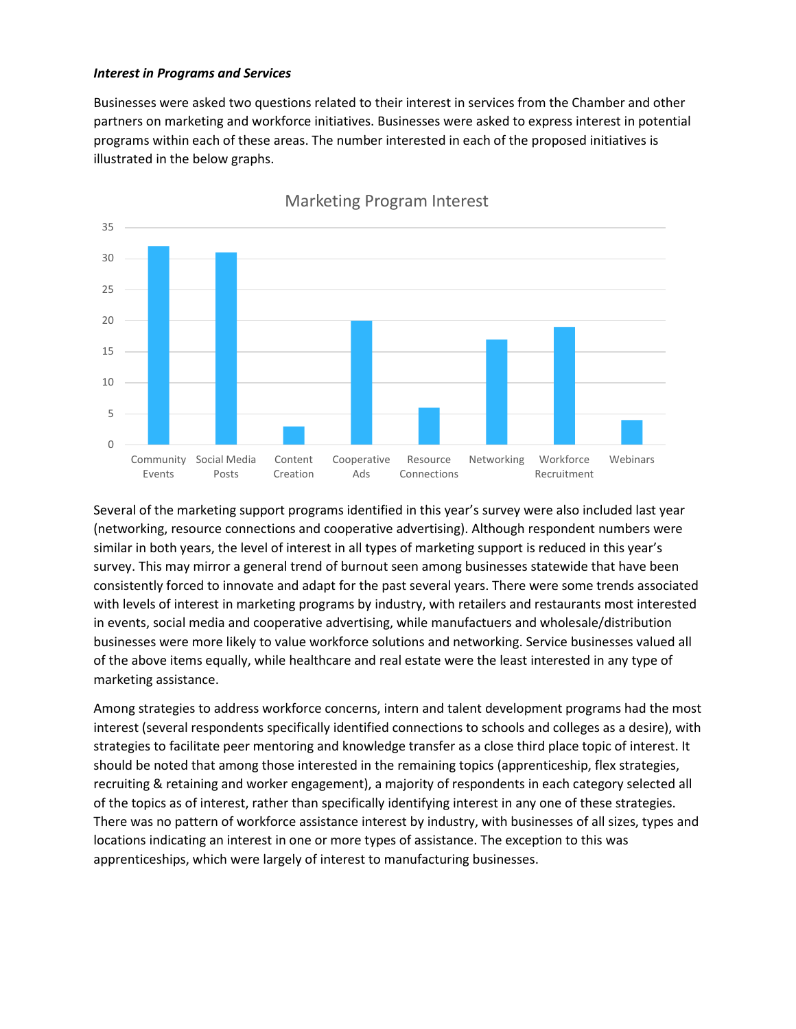***Interest in Programs and Services***

Businesses were asked two questions related to their interest in services from the Chamber and other partners on marketing and workforce initiatives. Businesses were asked to express interest in potential programs within each of these areas. The number interested in each of the proposed initiatives is illustrated in the below graphs.

**Marketing Program Interest**

| Program | Number Interested |
| --- | --- |
| Community Events | 32 |
| Social Media Posts | 31 |
| Content Creation | 3 |
| Cooperative Ads | 20 |
| Resource Connections | 6 |
| Networking | 17 |
| Workforce Recruitment | 19 |
| Webinars | 4 |

Several of the marketing support programs identified in this year's survey were also included last year (networking, resource connections and cooperative advertising). Although respondent numbers were similar in both years, the level of interest in all types of marketing support is reduced in this year's survey. This may mirror a general trend of burnout seen among businesses statewide that have been consistently forced to innovate and adapt for the past several years. There were some trends associated with levels of interest in marketing programs by industry, with retailers and restaurants most interested in events, social media and cooperative advertising, while manufactuers and wholesale/distribution businesses were more likely to value workforce solutions and networking. Service businesses valued all of the above items equally, while healthcare and real estate were the least interested in any type of marketing assistance.

Among strategies to address workforce concerns, intern and talent development programs had the most interest (several respondents specifically identified connections to schools and colleges as a desire), with strategies to facilitate peer mentoring and knowledge transfer as a close third place topic of interest. It should be noted that among those interested in the remaining topics (apprenticeship, flex strategies, recruiting & retaining and worker engagement), a majority of respondents in each category selected all of the topics as of interest, rather than specifically identifying interest in any one of these strategies. There was no pattern of workforce assistance interest by industry, with businesses of all sizes, types and locations indicating an interest in one or more types of assistance. The exception to this was apprenticeships, which were largely of interest to manufacturing businesses.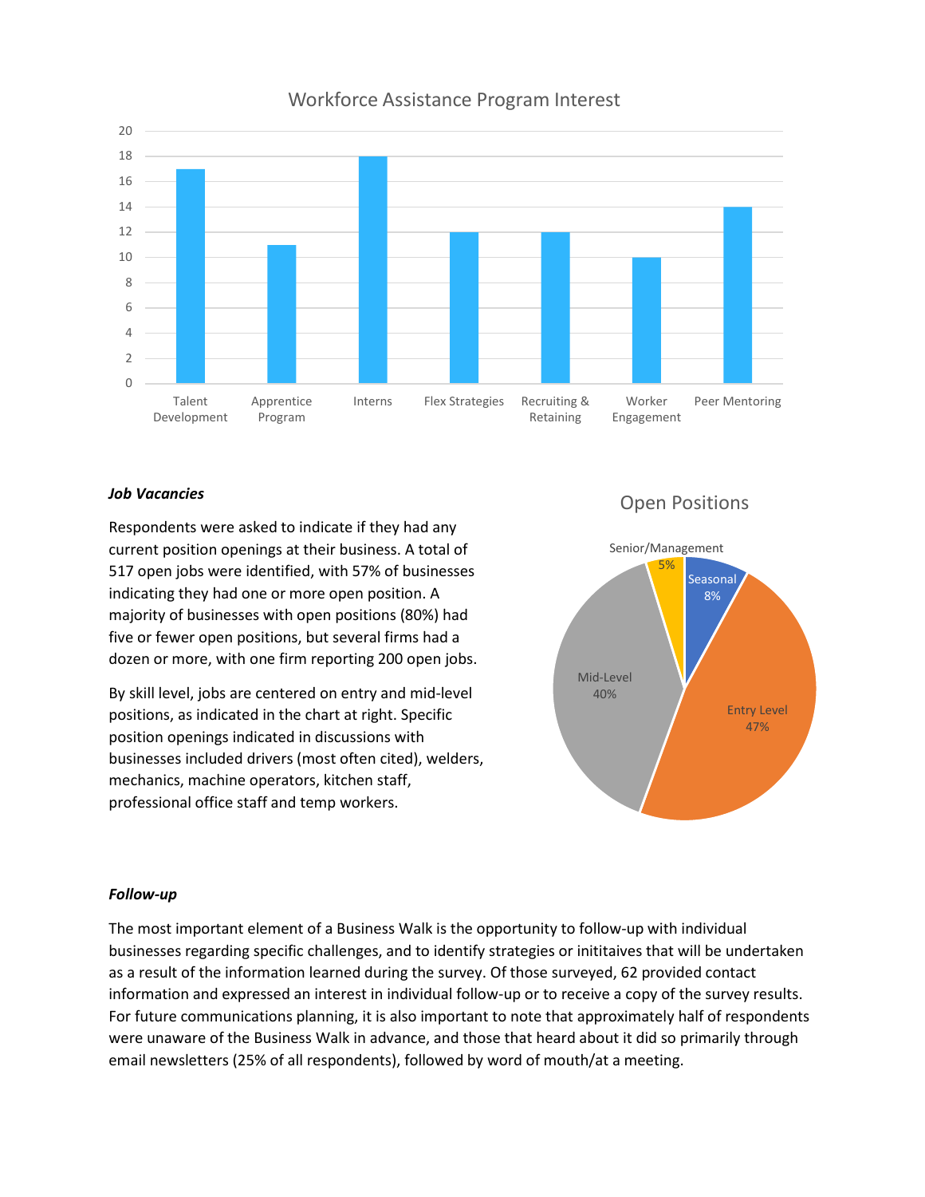## Workforce Assistance Program Interest

| Program | Interest |
| --- | --- |
| Talent Development | 17 |
| Apprentice Program | 11 |
| Interns | 18 |
| Flex Strategies | 12 |
| Recruiting & Retaining | 12 |
| Worker Engagement | 10 |
| Peer Mentoring | 14 |

***Job Vacancies***

Respondents were asked to indicate if they had any current position openings at their business. A total of 517 open jobs were identified, with 57% of businesses indicating they had one or more open position. A majority of businesses with open positions (80%) had five or fewer open positions, but several firms had a dozen or more, with one firm reporting 200 open jobs.

By skill level, jobs are centered on entry and mid-level positions, as indicated in the chart at right. Specific position openings indicated in discussions with businesses included drivers (most often cited), welders, mechanics, machine operators, kitchen staff, professional office staff and temp workers.

**Open Positions**

| Level | Share |
| --- | --- |
| Seasonal | 8% |
| Entry Level | 47% |
| Mid-Level | 40% |
| Senior/Management | 5% |

***Follow-up***

The most important element of a Business Walk is the opportunity to follow-up with individual businesses regarding specific challenges, and to identify strategies or inititaives that will be undertaken as a result of the information learned during the survey. Of those surveyed, 62 provided contact information and expressed an interest in individual follow-up or to receive a copy of the survey results. For future communications planning, it is also important to note that approximately half of respondents were unaware of the Business Walk in advance, and those that heard about it did so primarily through email newsletters (25% of all respondents), followed by word of mouth/at a meeting.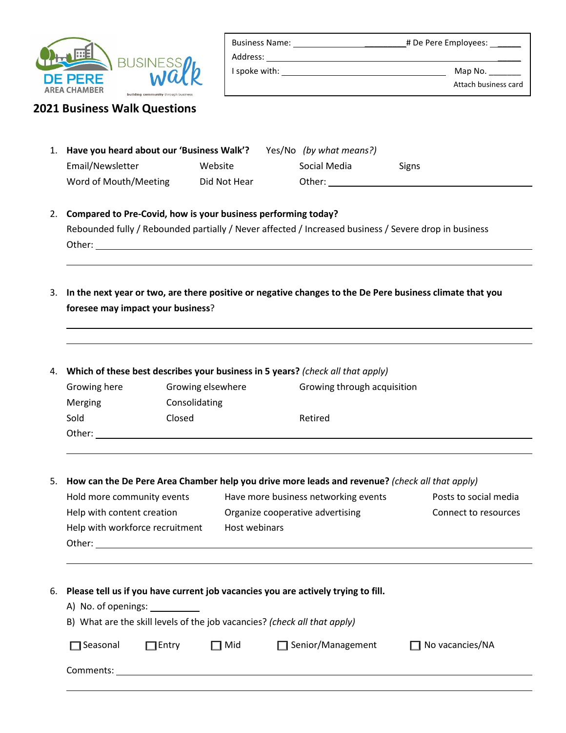DE PERE AREA CHAMBER BUSINESS walk
building community through business

| Business Name: ____________________ # De Pere Employees: ______ |
|---|
| Address: ____________________ |
| I spoke with: ____________________ Map No. ______ |
| Attach business card |

## 2021 Business Walk Questions

1. **Have you heard about our 'Business Walk'?** Yes/No *(by what means?)*
   Email/Newsletter    Website    Social Media    Signs
   Word of Mouth/Meeting    Did Not Hear    Other: ____________________

2. **Compared to Pre-Covid, how is your business performing today?**
   Rebounded fully / Rebounded partially / Never affected / Increased business / Severe drop in business
   Other: ____________________

3. **In the next year or two, are there positive or negative changes to the De Pere business climate that you foresee may impact your business**?
   ____________________

4. **Which of these best describes your business in 5 years?** *(check all that apply)*
   Growing here    Growing elsewhere    Growing through acquisition
   Merging    Consolidating
   Sold    Closed    Retired
   Other: ____________________

5. **How can the De Pere Area Chamber help you drive more leads and revenue?** *(check all that apply)*
   Hold more community events    Have more business networking events    Posts to social media
   Help with content creation    Organize cooperative advertising    Connect to resources
   Help with workforce recruitment    Host webinars
   Other: ____________________

6. **Please tell us if you have current job vacancies you are actively trying to fill.**
   A) No. of openings: __________
   B) What are the skill levels of the job vacancies? *(check all that apply)*

   ☐ Seasonal    ☐ Entry    ☐ Mid    ☐ Senior/Management    ☐ No vacancies/NA

   Comments: ____________________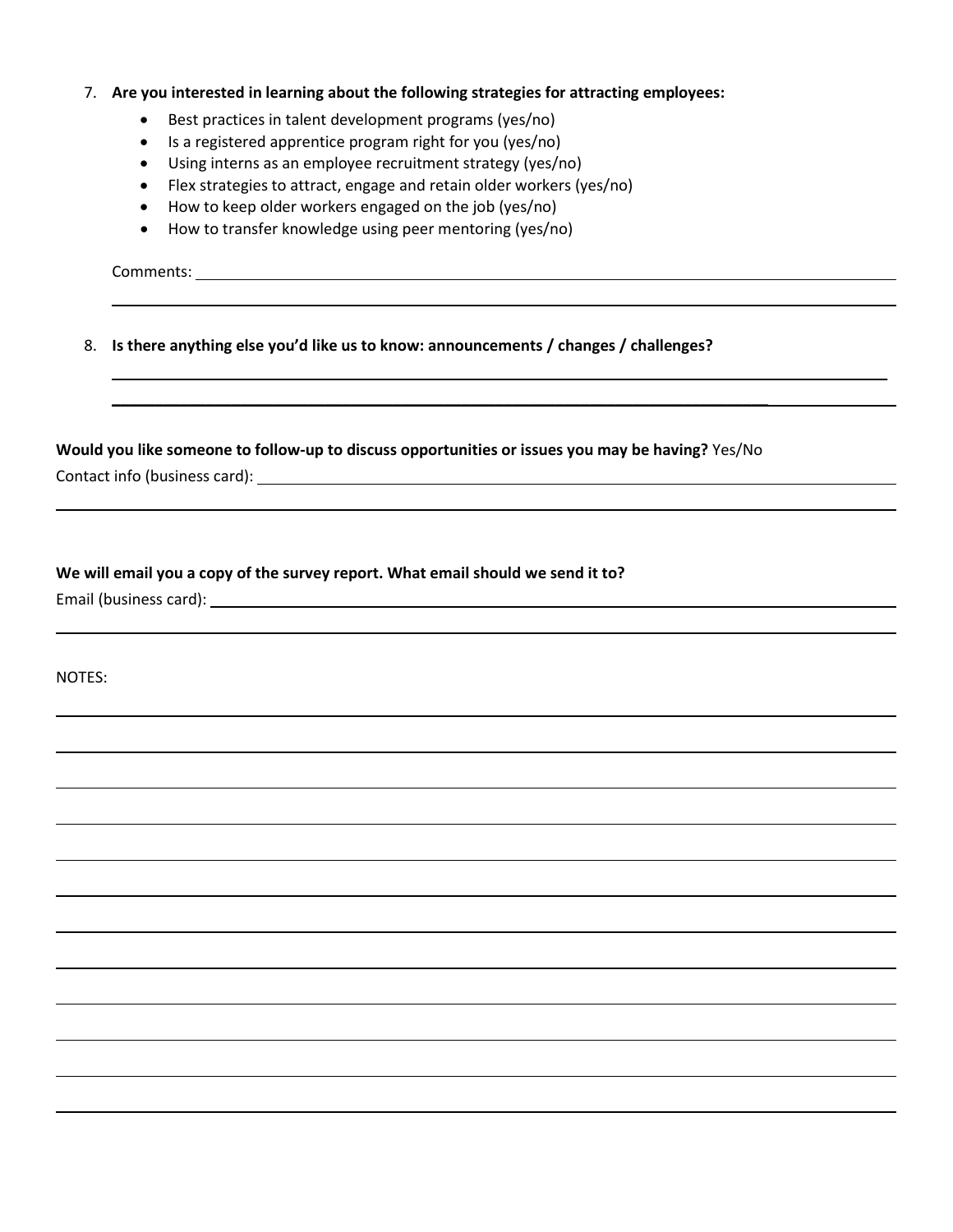7. **Are you interested in learning about the following strategies for attracting employees:**
   - Best practices in talent development programs (yes/no)
   - Is a registered apprentice program right for you (yes/no)
   - Using interns as an employee recruitment strategy (yes/no)
   - Flex strategies to attract, engage and retain older workers (yes/no)
   - How to keep older workers engaged on the job (yes/no)
   - How to transfer knowledge using peer mentoring (yes/no)

   Comments: ______________________________________________________________

   ______________________________________________________________________

8. **Is there anything else you'd like us to know: announcements / changes / challenges?**

   ______________________________________________________________________

   ______________________________________________________________________

**Would you like someone to follow-up to discuss opportunities or issues you may be having?** Yes/No

Contact info (business card): ______________________________________________

______________________________________________________________________

**We will email you a copy of the survey report. What email should we send it to?**

Email (business card): ___________________________________________________

______________________________________________________________________

NOTES:

______________________________________________________________________

______________________________________________________________________

______________________________________________________________________

______________________________________________________________________

______________________________________________________________________

______________________________________________________________________

______________________________________________________________________

______________________________________________________________________

______________________________________________________________________

______________________________________________________________________

______________________________________________________________________

______________________________________________________________________